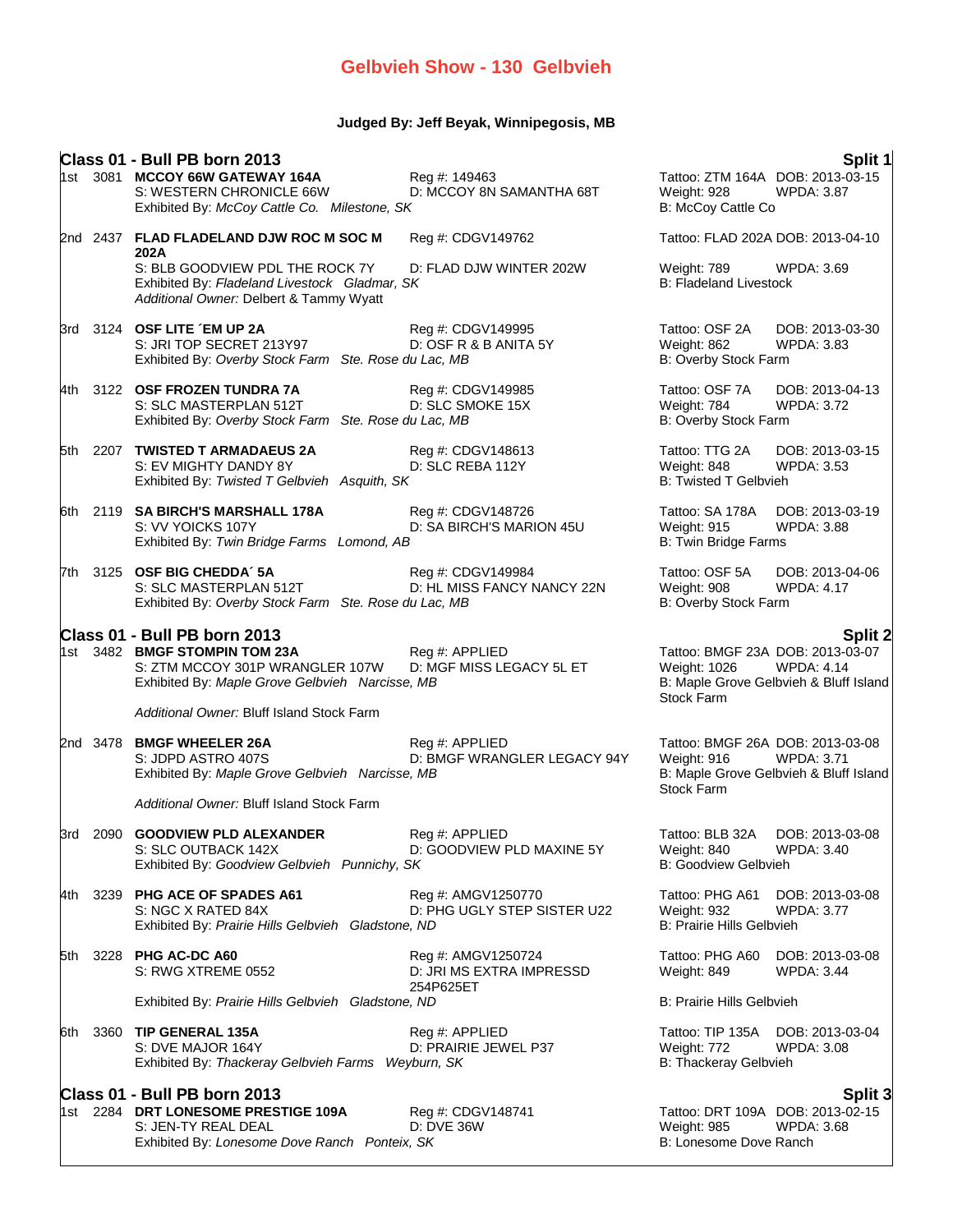# Gelbvieh Show - 130 Gelbvieh

**Judged By: Jeff Beyak, Winnipegosis, MB**

## Class 01 - Bull PB born 2013 — Split 1

1st 3081 **MCCOY 66W GATEWAY 164A** — Reg #: 149463 — Tattoo: ZTM 164A DOB: 2013-03-15
S: WESTERN CHRONICLE 66W — D: MCCOY 8N SAMANTHA 68T — Weight: 928 WPDA: 3.87
Exhibited By: *McCoy Cattle Co. Milestone, SK* — B: McCoy Cattle Co

2nd 2437 **FLAD FLADELAND DJW ROC M SOC M 202A** — Reg #: CDGV149762 — Tattoo: FLAD 202A DOB: 2013-04-10
S: BLB GOODVIEW PDL THE ROCK 7Y — D: FLAD DJW WINTER 202W — Weight: 789 WPDA: 3.69
Exhibited By: *Fladeland Livestock Gladmar, SK* — B: Fladeland Livestock
*Additional Owner:* Delbert & Tammy Wyatt

3rd 3124 **OSF LITE ´EM UP 2A** — Reg #: CDGV149995 — Tattoo: OSF 2A DOB: 2013-03-30
S: JRI TOP SECRET 213Y97 — D: OSF R & B ANITA 5Y — Weight: 862 WPDA: 3.83
Exhibited By: *Overby Stock Farm Ste. Rose du Lac, MB* — B: Overby Stock Farm

4th 3122 **OSF FROZEN TUNDRA 7A** — Reg #: CDGV149985 — Tattoo: OSF 7A DOB: 2013-04-13
S: SLC MASTERPLAN 512T — D: SLC SMOKE 15X — Weight: 784 WPDA: 3.72
Exhibited By: *Overby Stock Farm Ste. Rose du Lac, MB* — B: Overby Stock Farm

5th 2207 **TWISTED T ARMADAEUS 2A** — Reg #: CDGV148613 — Tattoo: TTG 2A DOB: 2013-03-15
S: EV MIGHTY DANDY 8Y — D: SLC REBA 112Y — Weight: 848 WPDA: 3.53
Exhibited By: *Twisted T Gelbvieh Asquith, SK* — B: Twisted T Gelbvieh

6th 2119 **SA BIRCH'S MARSHALL 178A** — Reg #: CDGV148726 — Tattoo: SA 178A DOB: 2013-03-19
S: VV YOICKS 107Y — D: SA BIRCH'S MARION 45U — Weight: 915 WPDA: 3.88
Exhibited By: *Twin Bridge Farms Lomond, AB* — B: Twin Bridge Farms

7th 3125 **OSF BIG CHEDDA´ 5A** — Reg #: CDGV149984 — Tattoo: OSF 5A DOB: 2013-04-06
S: SLC MASTERPLAN 512T — D: HL MISS FANCY NANCY 22N — Weight: 908 WPDA: 4.17
Exhibited By: *Overby Stock Farm Ste. Rose du Lac, MB* — B: Overby Stock Farm

## Class 01 - Bull PB born 2013 — Split 2

1st 3482 **BMGF STOMPIN TOM 23A** — Reg #: APPLIED — Tattoo: BMGF 23A DOB: 2013-03-07
S: ZTM MCCOY 301P WRANGLER 107W — D: MGF MISS LEGACY 5L ET — Weight: 1026 WPDA: 4.14
Exhibited By: *Maple Grove Gelbvieh Narcisse, MB* — B: Maple Grove Gelbvieh & Bluff Island Stock Farm
*Additional Owner:* Bluff Island Stock Farm

2nd 3478 **BMGF WHEELER 26A** — Reg #: APPLIED — Tattoo: BMGF 26A DOB: 2013-03-08
S: JDPD ASTRO 407S — D: BMGF WRANGLER LEGACY 94Y — Weight: 916 WPDA: 3.71
Exhibited By: *Maple Grove Gelbvieh Narcisse, MB* — B: Maple Grove Gelbvieh & Bluff Island Stock Farm
*Additional Owner:* Bluff Island Stock Farm

3rd 2090 **GOODVIEW PLD ALEXANDER** — Reg #: APPLIED — Tattoo: BLB 32A DOB: 2013-03-08
S: SLC OUTBACK 142X — D: GOODVIEW PLD MAXINE 5Y — Weight: 840 WPDA: 3.40
Exhibited By: *Goodview Gelbvieh Punnichy, SK* — B: Goodview Gelbvieh

4th 3239 **PHG ACE OF SPADES A61** — Reg #: AMGV1250770 — Tattoo: PHG A61 DOB: 2013-03-08
S: NGC X RATED 84X — D: PHG UGLY STEP SISTER U22 — Weight: 932 WPDA: 3.77
Exhibited By: *Prairie Hills Gelbvieh Gladstone, ND* — B: Prairie Hills Gelbvieh

5th 3228 **PHG AC-DC A60** — Reg #: AMGV1250724 — Tattoo: PHG A60 DOB: 2013-03-08
S: RWG XTREME 0552 — D: JRI MS EXTRA IMPRESSD 254P625ET — Weight: 849 WPDA: 3.44
Exhibited By: *Prairie Hills Gelbvieh Gladstone, ND* — B: Prairie Hills Gelbvieh

6th 3360 **TIP GENERAL 135A** — Reg #: APPLIED — Tattoo: TIP 135A DOB: 2013-03-04
S: DVE MAJOR 164Y — D: PRAIRIE JEWEL P37 — Weight: 772 WPDA: 3.08
Exhibited By: *Thackeray Gelbvieh Farms Weyburn, SK* — B: Thackeray Gelbvieh

## Class 01 - Bull PB born 2013 — Split 3

1st 2284 **DRT LONESOME PRESTIGE 109A** — Reg #: CDGV148741 — Tattoo: DRT 109A DOB: 2013-02-15
S: JEN-TY REAL DEAL — D: DVE 36W — Weight: 985 WPDA: 3.68
Exhibited By: *Lonesome Dove Ranch Ponteix, SK* — B: Lonesome Dove Ranch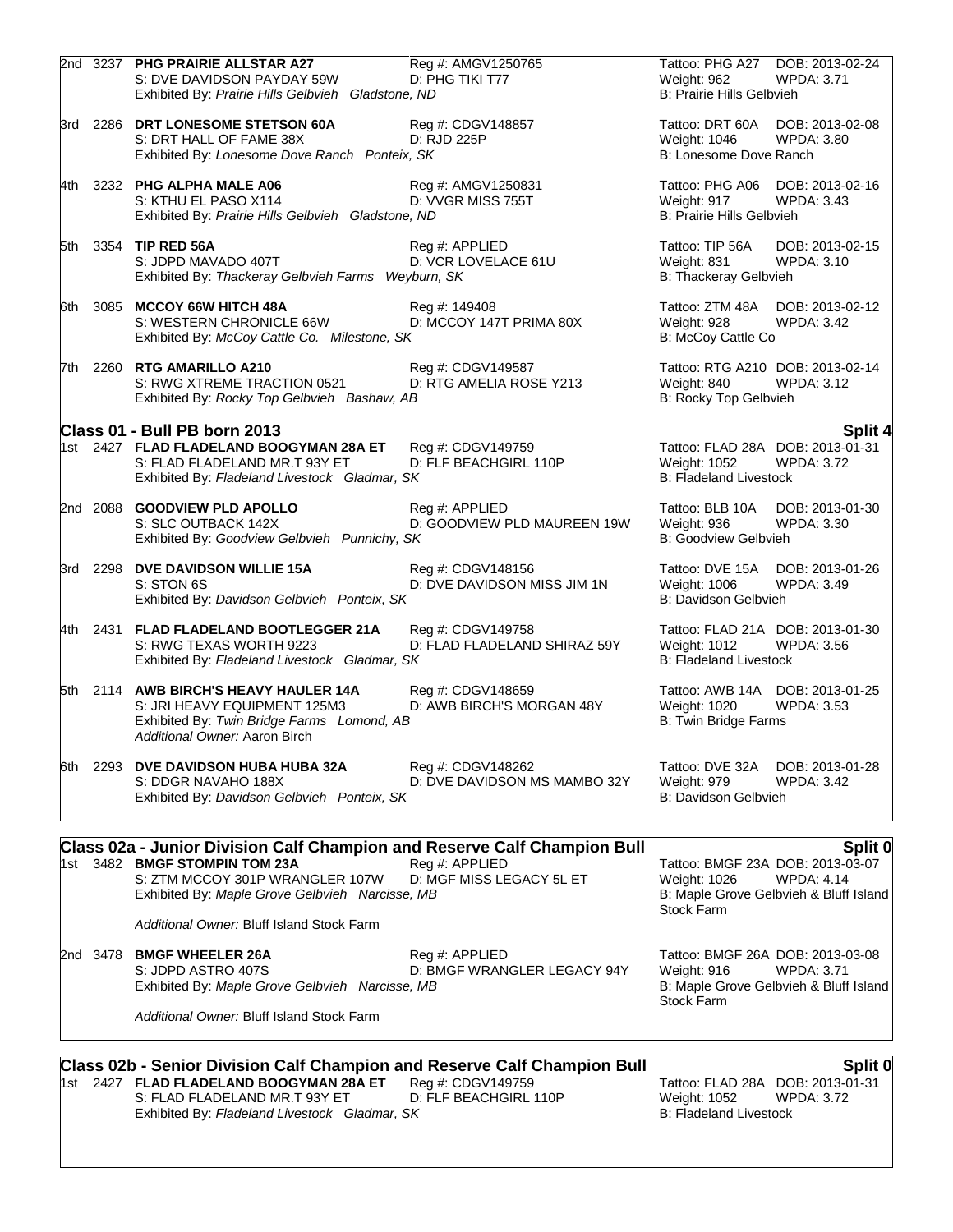2nd 3237 **PHG PRAIRIE ALLSTAR A27** Reg #: AMGV1250765 Tattoo: PHG A27 DOB: 2013-02-24
S: DVE DAVIDSON PAYDAY 59W D: PHG TIKI T77 Weight: 962 WPDA: 3.71
Exhibited By: *Prairie Hills Gelbvieh Gladstone, ND* B: Prairie Hills Gelbvieh

3rd 2286 **DRT LONESOME STETSON 60A** Reg #: CDGV148857 Tattoo: DRT 60A DOB: 2013-02-08
S: DRT HALL OF FAME 38X D: RJD 225P Weight: 1046 WPDA: 3.80
Exhibited By: *Lonesome Dove Ranch Ponteix, SK* B: Lonesome Dove Ranch

4th 3232 **PHG ALPHA MALE A06** Reg #: AMGV1250831 Tattoo: PHG A06 DOB: 2013-02-16
S: KTHU EL PASO X114 D: VVGR MISS 755T Weight: 917 WPDA: 3.43
Exhibited By: *Prairie Hills Gelbvieh Gladstone, ND* B: Prairie Hills Gelbvieh

5th 3354 **TIP RED 56A** Reg #: APPLIED Tattoo: TIP 56A DOB: 2013-02-15
S: JDPD MAVADO 407T D: VCR LOVELACE 61U Weight: 831 WPDA: 3.10
Exhibited By: *Thackeray Gelbvieh Farms Weyburn, SK* B: Thackeray Gelbvieh

6th 3085 **MCCOY 66W HITCH 48A** Reg #: 149408 Tattoo: ZTM 48A DOB: 2013-02-12
S: WESTERN CHRONICLE 66W D: MCCOY 147T PRIMA 80X Weight: 928 WPDA: 3.42
Exhibited By: *McCoy Cattle Co. Milestone, SK* B: McCoy Cattle Co

7th 2260 **RTG AMARILLO A210** Reg #: CDGV149587 Tattoo: RTG A210 DOB: 2013-02-14
S: RWG XTREME TRACTION 0521 D: RTG AMELIA ROSE Y213 Weight: 840 WPDA: 3.12
Exhibited By: *Rocky Top Gelbvieh Bashaw, AB* B: Rocky Top Gelbvieh

## Class 01 - Bull PB born 2013 — Split 4

1st 2427 **FLAD FLADELAND BOOGYMAN 28A ET** Reg #: CDGV149759 Tattoo: FLAD 28A DOB: 2013-01-31
S: FLAD FLADELAND MR.T 93Y ET D: FLF BEACHGIRL 110P Weight: 1052 WPDA: 3.72
Exhibited By: *Fladeland Livestock Gladmar, SK* B: Fladeland Livestock

2nd 2088 **GOODVIEW PLD APOLLO** Reg #: APPLIED Tattoo: BLB 10A DOB: 2013-01-30
S: SLC OUTBACK 142X D: GOODVIEW PLD MAUREEN 19W Weight: 936 WPDA: 3.30
Exhibited By: *Goodview Gelbvieh Punnichy, SK* B: Goodview Gelbvieh

3rd 2298 **DVE DAVIDSON WILLIE 15A** Reg #: CDGV148156 Tattoo: DVE 15A DOB: 2013-01-26
S: STON 6S D: DVE DAVIDSON MISS JIM 1N Weight: 1006 WPDA: 3.49
Exhibited By: *Davidson Gelbvieh Ponteix, SK* B: Davidson Gelbvieh

4th 2431 **FLAD FLADELAND BOOTLEGGER 21A** Reg #: CDGV149758 Tattoo: FLAD 21A DOB: 2013-01-30
S: RWG TEXAS WORTH 9223 D: FLAD FLADELAND SHIRAZ 59Y Weight: 1012 WPDA: 3.56
Exhibited By: *Fladeland Livestock Gladmar, SK* B: Fladeland Livestock

5th 2114 **AWB BIRCH'S HEAVY HAULER 14A** Reg #: CDGV148659 Tattoo: AWB 14A DOB: 2013-01-25
S: JRI HEAVY EQUIPMENT 125M3 D: AWB BIRCH'S MORGAN 48Y Weight: 1020 WPDA: 3.53
Exhibited By: *Twin Bridge Farms Lomond, AB* B: Twin Bridge Farms
*Additional Owner:* Aaron Birch

6th 2293 **DVE DAVIDSON HUBA HUBA 32A** Reg #: CDGV148262 Tattoo: DVE 32A DOB: 2013-01-28
S: DDGR NAVAHO 188X D: DVE DAVIDSON MS MAMBO 32Y Weight: 979 WPDA: 3.42
Exhibited By: *Davidson Gelbvieh Ponteix, SK* B: Davidson Gelbvieh

## Class 02a - Junior Division Calf Champion and Reserve Calf Champion Bull — Split 0

1st 3482 **BMGF STOMPIN TOM 23A** Reg #: APPLIED Tattoo: BMGF 23A DOB: 2013-03-07
S: ZTM MCCOY 301P WRANGLER 107W D: MGF MISS LEGACY 5L ET Weight: 1026 WPDA: 4.14
Exhibited By: *Maple Grove Gelbvieh Narcisse, MB* B: Maple Grove Gelbvieh & Bluff Island Stock Farm
*Additional Owner:* Bluff Island Stock Farm

2nd 3478 **BMGF WHEELER 26A** Reg #: APPLIED Tattoo: BMGF 26A DOB: 2013-03-08
S: JDPD ASTRO 407S D: BMGF WRANGLER LEGACY 94Y Weight: 916 WPDA: 3.71
Exhibited By: *Maple Grove Gelbvieh Narcisse, MB* B: Maple Grove Gelbvieh & Bluff Island Stock Farm
*Additional Owner:* Bluff Island Stock Farm

## Class 02b - Senior Division Calf Champion and Reserve Calf Champion Bull — Split 0

1st 2427 **FLAD FLADELAND BOOGYMAN 28A ET** Reg #: CDGV149759 Tattoo: FLAD 28A DOB: 2013-01-31
S: FLAD FLADELAND MR.T 93Y ET D: FLF BEACHGIRL 110P Weight: 1052 WPDA: 3.72
Exhibited By: *Fladeland Livestock Gladmar, SK* B: Fladeland Livestock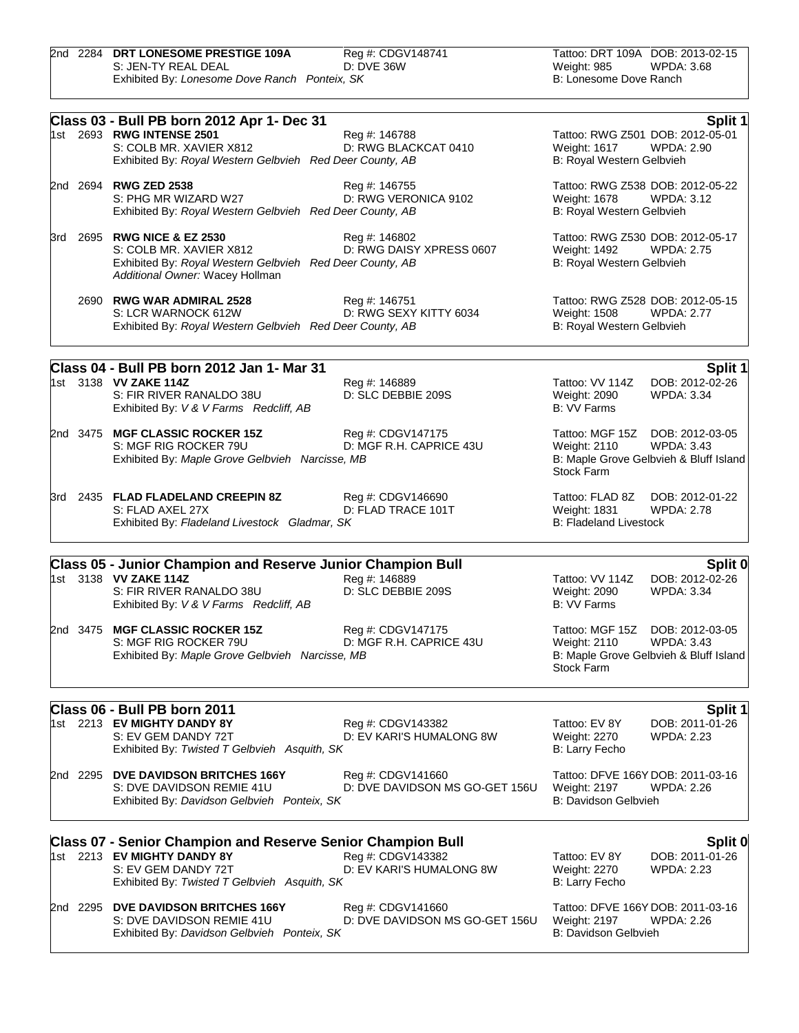2nd 2284 **DRT LONESOME PRESTIGE 109A** Reg #: CDGV148741 Tattoo: DRT 109A DOB: 2013-02-15
S: JEN-TY REAL DEAL D: DVE 36W Weight: 985 WPDA: 3.68
Exhibited By: *Lonesome Dove Ranch Ponteix, SK* B: Lonesome Dove Ranch

## Class 03 - Bull PB born 2012 Apr 1- Dec 31 — Split 1

1st 2693 **RWG INTENSE 2501** Reg #: 146788 Tattoo: RWG Z501 DOB: 2012-05-01
S: COLB MR. XAVIER X812 D: RWG BLACKCAT 0410 Weight: 1617 WPDA: 2.90
Exhibited By: *Royal Western Gelbvieh Red Deer County, AB* B: Royal Western Gelbvieh

2nd 2694 **RWG ZED 2538** Reg #: 146755 Tattoo: RWG Z538 DOB: 2012-05-22
S: PHG MR WIZARD W27 D: RWG VERONICA 9102 Weight: 1678 WPDA: 3.12
Exhibited By: *Royal Western Gelbvieh Red Deer County, AB* B: Royal Western Gelbvieh

3rd 2695 **RWG NICE & EZ 2530** Reg #: 146802 Tattoo: RWG Z530 DOB: 2012-05-17
S: COLB MR. XAVIER X812 D: RWG DAISY XPRESS 0607 Weight: 1492 WPDA: 2.75
Exhibited By: *Royal Western Gelbvieh Red Deer County, AB* B: Royal Western Gelbvieh
*Additional Owner:* Wacey Hollman

2690 **RWG WAR ADMIRAL 2528** Reg #: 146751 Tattoo: RWG Z528 DOB: 2012-05-15
S: LCR WARNOCK 612W D: RWG SEXY KITTY 6034 Weight: 1508 WPDA: 2.77
Exhibited By: *Royal Western Gelbvieh Red Deer County, AB* B: Royal Western Gelbvieh

## Class 04 - Bull PB born 2012 Jan 1- Mar 31 — Split 1

1st 3138 **VV ZAKE 114Z** Reg #: 146889 Tattoo: VV 114Z DOB: 2012-02-26
S: FIR RIVER RANALDO 38U D: SLC DEBBIE 209S Weight: 2090 WPDA: 3.34
Exhibited By: *V & V Farms Redcliff, AB* B: VV Farms

2nd 3475 **MGF CLASSIC ROCKER 15Z** Reg #: CDGV147175 Tattoo: MGF 15Z DOB: 2012-03-05
S: MGF RIG ROCKER 79U D: MGF R.H. CAPRICE 43U Weight: 2110 WPDA: 3.43
Exhibited By: *Maple Grove Gelbvieh Narcisse, MB* B: Maple Grove Gelbvieh & Bluff Island Stock Farm

3rd 2435 **FLAD FLADELAND CREEPIN 8Z** Reg #: CDGV146690 Tattoo: FLAD 8Z DOB: 2012-01-22
S: FLAD AXEL 27X D: FLAD TRACE 101T Weight: 1831 WPDA: 2.78
Exhibited By: *Fladeland Livestock Gladmar, SK* B: Fladeland Livestock

## Class 05 - Junior Champion and Reserve Junior Champion Bull — Split 0

1st 3138 **VV ZAKE 114Z** Reg #: 146889 Tattoo: VV 114Z DOB: 2012-02-26
S: FIR RIVER RANALDO 38U D: SLC DEBBIE 209S Weight: 2090 WPDA: 3.34
Exhibited By: *V & V Farms Redcliff, AB* B: VV Farms

2nd 3475 **MGF CLASSIC ROCKER 15Z** Reg #: CDGV147175 Tattoo: MGF 15Z DOB: 2012-03-05
S: MGF RIG ROCKER 79U D: MGF R.H. CAPRICE 43U Weight: 2110 WPDA: 3.43
Exhibited By: *Maple Grove Gelbvieh Narcisse, MB* B: Maple Grove Gelbvieh & Bluff Island Stock Farm

## Class 06 - Bull PB born 2011 — Split 1

1st 2213 **EV MIGHTY DANDY 8Y** Reg #: CDGV143382 Tattoo: EV 8Y DOB: 2011-01-26
S: EV GEM DANDY 72T D: EV KARI'S HUMALONG 8W Weight: 2270 WPDA: 2.23
Exhibited By: *Twisted T Gelbvieh Asquith, SK* B: Larry Fecho

2nd 2295 **DVE DAVIDSON BRITCHES 166Y** Reg #: CDGV141660 Tattoo: DFVE 166Y DOB: 2011-03-16
S: DVE DAVIDSON REMIE 41U D: DVE DAVIDSON MS GO-GET 156U Weight: 2197 WPDA: 2.26
Exhibited By: *Davidson Gelbvieh Ponteix, SK* B: Davidson Gelbvieh

## Class 07 - Senior Champion and Reserve Senior Champion Bull — Split 0

1st 2213 **EV MIGHTY DANDY 8Y** Reg #: CDGV143382 Tattoo: EV 8Y DOB: 2011-01-26
S: EV GEM DANDY 72T D: EV KARI'S HUMALONG 8W Weight: 2270 WPDA: 2.23
Exhibited By: *Twisted T Gelbvieh Asquith, SK* B: Larry Fecho

2nd 2295 **DVE DAVIDSON BRITCHES 166Y** Reg #: CDGV141660 Tattoo: DFVE 166Y DOB: 2011-03-16
S: DVE DAVIDSON REMIE 41U D: DVE DAVIDSON MS GO-GET 156U Weight: 2197 WPDA: 2.26
Exhibited By: *Davidson Gelbvieh Ponteix, SK* B: Davidson Gelbvieh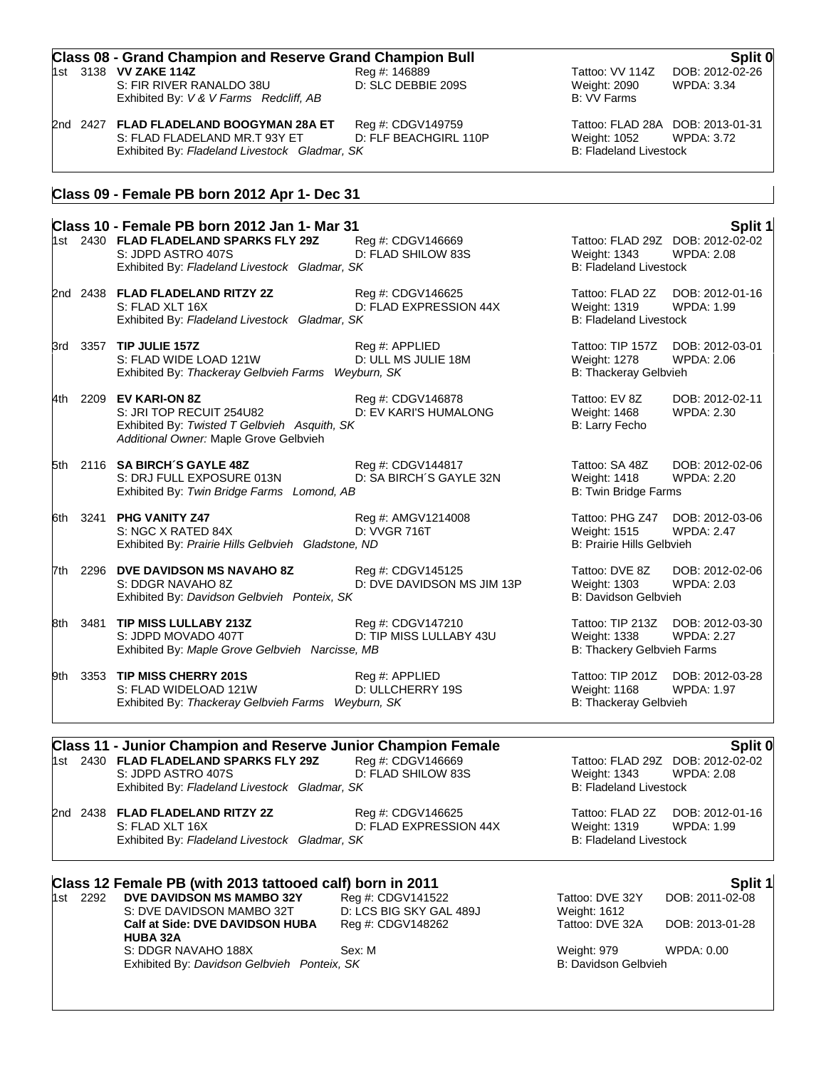## Class 08 - Grand Champion and Reserve Grand Champion Bull

**Split 0**

1st 3138 **VV ZAKE 114Z** Reg #: 146889 Tattoo: VV 114Z DOB: 2012-02-26
S: FIR RIVER RANALDO 38U D: SLC DEBBIE 209S Weight: 2090 WPDA: 3.34
Exhibited By: *V & V Farms Redcliff, AB* B: VV Farms

2nd 2427 **FLAD FLADELAND BOOGYMAN 28A ET** Reg #: CDGV149759 Tattoo: FLAD 28A DOB: 2013-01-31
S: FLAD FLADELAND MR.T 93Y ET D: FLF BEACHGIRL 110P Weight: 1052 WPDA: 3.72
Exhibited By: *Fladeland Livestock Gladmar, SK* B: Fladeland Livestock

## Class 09 - Female PB born 2012 Apr 1- Dec 31

## Class 10 - Female PB born 2012 Jan 1- Mar 31

**Split 1**

1st 2430 **FLAD FLADELAND SPARKS FLY 29Z** Reg #: CDGV146669 Tattoo: FLAD 29Z DOB: 2012-02-02
S: JDPD ASTRO 407S D: FLAD SHILOW 83S Weight: 1343 WPDA: 2.08
Exhibited By: *Fladeland Livestock Gladmar, SK* B: Fladeland Livestock

2nd 2438 **FLAD FLADELAND RITZY 2Z** Reg #: CDGV146625 Tattoo: FLAD 2Z DOB: 2012-01-16
S: FLAD XLT 16X D: FLAD EXPRESSION 44X Weight: 1319 WPDA: 1.99
Exhibited By: *Fladeland Livestock Gladmar, SK* B: Fladeland Livestock

3rd 3357 **TIP JULIE 157Z** Reg #: APPLIED Tattoo: TIP 157Z DOB: 2012-03-01
S: FLAD WIDE LOAD 121W D: ULL MS JULIE 18M Weight: 1278 WPDA: 2.06
Exhibited By: *Thackeray Gelbvieh Farms Weyburn, SK* B: Thackeray Gelbvieh

4th 2209 **EV KARI-ON 8Z** Reg #: CDGV146878 Tattoo: EV 8Z DOB: 2012-02-11
S: JRI TOP RECUIT 254U82 D: EV KARI'S HUMALONG Weight: 1468 WPDA: 2.30
Exhibited By: *Twisted T Gelbvieh Asquith, SK* B: Larry Fecho
*Additional Owner:* Maple Grove Gelbvieh

5th 2116 **SA BIRCH´S GAYLE 48Z** Reg #: CDGV144817 Tattoo: SA 48Z DOB: 2012-02-06
S: DRJ FULL EXPOSURE 013N D: SA BIRCH´S GAYLE 32N Weight: 1418 WPDA: 2.20
Exhibited By: *Twin Bridge Farms Lomond, AB* B: Twin Bridge Farms

6th 3241 **PHG VANITY Z47** Reg #: AMGV1214008 Tattoo: PHG Z47 DOB: 2012-03-06
S: NGC X RATED 84X D: VVGR 716T Weight: 1515 WPDA: 2.47
Exhibited By: *Prairie Hills Gelbvieh Gladstone, ND* B: Prairie Hills Gelbvieh

7th 2296 **DVE DAVIDSON MS NAVAHO 8Z** Reg #: CDGV145125 Tattoo: DVE 8Z DOB: 2012-02-06
S: DDGR NAVAHO 8Z D: DVE DAVIDSON MS JIM 13P Weight: 1303 WPDA: 2.03
Exhibited By: *Davidson Gelbvieh Ponteix, SK* B: Davidson Gelbvieh

8th 3481 **TIP MISS LULLABY 213Z** Reg #: CDGV147210 Tattoo: TIP 213Z DOB: 2012-03-30
S: JDPD MOVADO 407T D: TIP MISS LULLABY 43U Weight: 1338 WPDA: 2.27
Exhibited By: *Maple Grove Gelbvieh Narcisse, MB* B: Thackery Gelbvieh Farms

9th 3353 **TIP MISS CHERRY 201S** Reg #: APPLIED Tattoo: TIP 201Z DOB: 2012-03-28
S: FLAD WIDELOAD 121W D: ULLCHERRY 19S Weight: 1168 WPDA: 1.97
Exhibited By: *Thackeray Gelbvieh Farms Weyburn, SK* B: Thackeray Gelbvieh

## Class 11 - Junior Champion and Reserve Junior Champion Female

**Split 0**

1st 2430 **FLAD FLADELAND SPARKS FLY 29Z** Reg #: CDGV146669 Tattoo: FLAD 29Z DOB: 2012-02-02
S: JDPD ASTRO 407S D: FLAD SHILOW 83S Weight: 1343 WPDA: 2.08
Exhibited By: *Fladeland Livestock Gladmar, SK* B: Fladeland Livestock

2nd 2438 **FLAD FLADELAND RITZY 2Z** Reg #: CDGV146625 Tattoo: FLAD 2Z DOB: 2012-01-16
S: FLAD XLT 16X D: FLAD EXPRESSION 44X Weight: 1319 WPDA: 1.99
Exhibited By: *Fladeland Livestock Gladmar, SK* B: Fladeland Livestock

## Class 12 Female PB (with 2013 tattooed calf) born in 2011

**Split 1**

1st 2292 **DVE DAVIDSON MS MAMBO 32Y** Reg #: CDGV141522 Tattoo: DVE 32Y DOB: 2011-02-08
S: DVE DAVIDSON MAMBO 32T D: LCS BIG SKY GAL 489J Weight: 1612
**Calf at Side: DVE DAVIDSON HUBA HUBA 32A** Reg #: CDGV148262 Tattoo: DVE 32A DOB: 2013-01-28
S: DDGR NAVAHO 188X Sex: M Weight: 979 WPDA: 0.00
Exhibited By: *Davidson Gelbvieh Ponteix, SK* B: Davidson Gelbvieh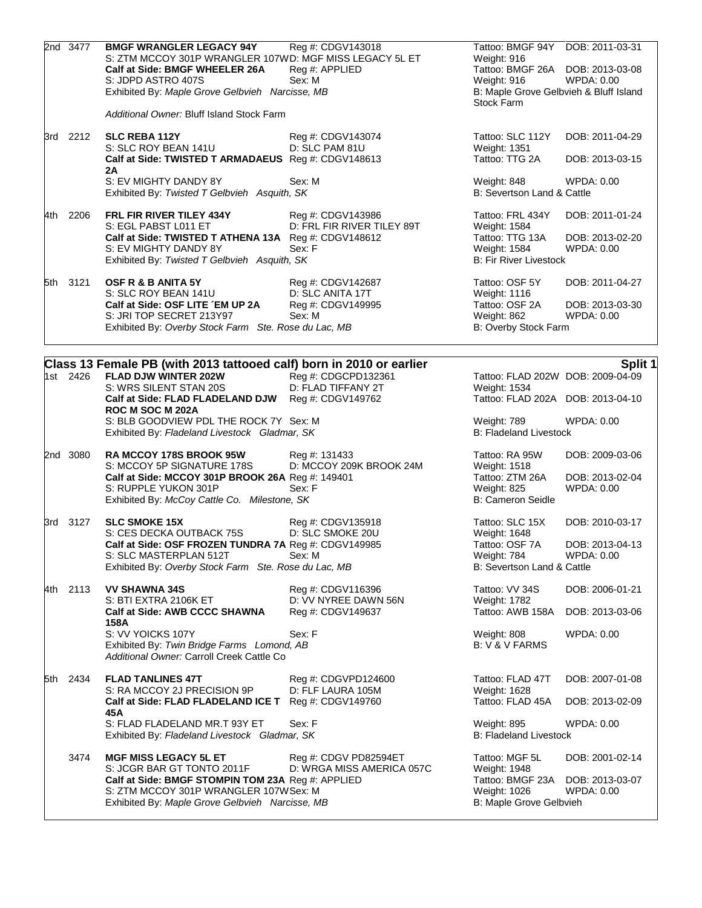| Place | No. | Animal | Reg | Tattoo / DOB |
|---|---|---|---|---|
| 2nd | 3477 | **BMGF WRANGLER LEGACY 94Y** | Reg #: CDGV143018 | Tattoo: BMGF 94Y DOB: 2011-03-31 |
| | | S: ZTM MCCOY 301P WRANGLER 107WD: MGF MISS LEGACY 5L ET | | Weight: 916 |
| | | **Calf at Side: BMGF WHEELER 26A** | Reg #: APPLIED | Tattoo: BMGF 26A DOB: 2013-03-08 |
| | | S: JDPD ASTRO 407S | Sex: M | Weight: 916 WPDA: 0.00 |
| | | Exhibited By: *Maple Grove Gelbvieh Narcisse, MB* | | B: Maple Grove Gelbvieh & Bluff Island Stock Farm |
| | | *Additional Owner:* Bluff Island Stock Farm | | |
| 3rd | 2212 | **SLC REBA 112Y** | Reg #: CDGV143074 | Tattoo: SLC 112Y DOB: 2011-04-29 |
| | | S: SLC ROY BEAN 141U | D: SLC PAM 81U | Weight: 1351 |
| | | **Calf at Side: TWISTED T ARMADAEUS 2A** | Reg #: CDGV148613 | Tattoo: TTG 2A DOB: 2013-03-15 |
| | | S: EV MIGHTY DANDY 8Y | Sex: M | Weight: 848 WPDA: 0.00 |
| | | Exhibited By: *Twisted T Gelbvieh Asquith, SK* | | B: Severtson Land & Cattle |
| 4th | 2206 | **FRL FIR RIVER TILEY 434Y** | Reg #: CDGV143986 | Tattoo: FRL 434Y DOB: 2011-01-24 |
| | | S: EGL PABST L011 ET | D: FRL FIR RIVER TILEY 89T | Weight: 1584 |
| | | **Calf at Side: TWISTED T ATHENA 13A** | Reg #: CDGV148612 | Tattoo: TTG 13A DOB: 2013-02-20 |
| | | S: EV MIGHTY DANDY 8Y | Sex: F | Weight: 1584 WPDA: 0.00 |
| | | Exhibited By: *Twisted T Gelbvieh Asquith, SK* | | B: Fir River Livestock |
| 5th | 3121 | **OSF R & B ANITA 5Y** | Reg #: CDGV142687 | Tattoo: OSF 5Y DOB: 2011-04-27 |
| | | S: SLC ROY BEAN 141U | D: SLC ANITA 17T | Weight: 1116 |
| | | **Calf at Side: OSF LITE ´EM UP 2A** | Reg #: CDGV149995 | Tattoo: OSF 2A DOB: 2013-03-30 |
| | | S: JRI TOP SECRET 213Y97 | Sex: M | Weight: 862 WPDA: 0.00 |
| | | Exhibited By: *Overby Stock Farm Ste. Rose du Lac, MB* | | B: Overby Stock Farm |

## Class 13 Female PB (with 2013 tattooed calf) born in 2010 or earlier — Split 1

| Place | No. | Animal | Reg | Tattoo / DOB |
|---|---|---|---|---|
| 1st | 2426 | **FLAD DJW WINTER 202W** | Reg #: CDGCPD132361 | Tattoo: FLAD 202W DOB: 2009-04-09 |
| | | S: WRS SILENT STAN 20S | D: FLAD TIFFANY 2T | Weight: 1534 |
| | | **Calf at Side: FLAD FLADELAND DJW ROC M SOC M 202A** | Reg #: CDGV149762 | Tattoo: FLAD 202A DOB: 2013-04-10 |
| | | S: BLB GOODVIEW PDL THE ROCK 7Y | Sex: M | Weight: 789 WPDA: 0.00 |
| | | Exhibited By: *Fladeland Livestock Gladmar, SK* | | B: Fladeland Livestock |
| 2nd | 3080 | **RA MCCOY 178S BROOK 95W** | Reg #: 131433 | Tattoo: RA 95W DOB: 2009-03-06 |
| | | S: MCCOY 5P SIGNATURE 178S | D: MCCOY 209K BROOK 24M | Weight: 1518 |
| | | **Calf at Side: MCCOY 301P BROOK 26A** | Reg #: 149401 | Tattoo: ZTM 26A DOB: 2013-02-04 |
| | | S: RUPPLE YUKON 301P | Sex: F | Weight: 825 WPDA: 0.00 |
| | | Exhibited By: *McCoy Cattle Co. Milestone, SK* | | B: Cameron Seidle |
| 3rd | 3127 | **SLC SMOKE 15X** | Reg #: CDGV135918 | Tattoo: SLC 15X DOB: 2010-03-17 |
| | | S: CES DECKA OUTBACK 75S | D: SLC SMOKE 20U | Weight: 1648 |
| | | **Calf at Side: OSF FROZEN TUNDRA 7A** | Reg #: CDGV149985 | Tattoo: OSF 7A DOB: 2013-04-13 |
| | | S: SLC MASTERPLAN 512T | Sex: M | Weight: 784 WPDA: 0.00 |
| | | Exhibited By: *Overby Stock Farm Ste. Rose du Lac, MB* | | B: Severtson Land & Cattle |
| 4th | 2113 | **VV SHAWNA 34S** | Reg #: CDGV116396 | Tattoo: VV 34S DOB: 2006-01-21 |
| | | S: BTI EXTRA 2106K ET | D: VV NYREE DAWN 56N | Weight: 1782 |
| | | **Calf at Side: AWB CCCC SHAWNA 158A** | Reg #: CDGV149637 | Tattoo: AWB 158A DOB: 2013-03-06 |
| | | S: VV YOICKS 107Y | Sex: F | Weight: 808 WPDA: 0.00 |
| | | Exhibited By: *Twin Bridge Farms Lomond, AB* | | B: V & V FARMS |
| | | *Additional Owner:* Carroll Creek Cattle Co | | |
| 5th | 2434 | **FLAD TANLINES 47T** | Reg #: CDGVPD124600 | Tattoo: FLAD 47T DOB: 2007-01-08 |
| | | S: RA MCCOY 2J PRECISION 9P | D: FLF LAURA 105M | Weight: 1628 |
| | | **Calf at Side: FLAD FLADELAND ICE T 45A** | Reg #: CDGV149760 | Tattoo: FLAD 45A DOB: 2013-02-09 |
| | | S: FLAD FLADELAND MR.T 93Y ET | Sex: F | Weight: 895 WPDA: 0.00 |
| | | Exhibited By: *Fladeland Livestock Gladmar, SK* | | B: Fladeland Livestock |
| | 3474 | **MGF MISS LEGACY 5L ET** | Reg #: CDGV PD82594ET | Tattoo: MGF 5L DOB: 2001-02-14 |
| | | S: JCGR BAR GT TONTO 2011F | D: WRGA MISS AMERICA 057C | Weight: 1948 |
| | | **Calf at Side: BMGF STOMPIN TOM 23A** | Reg #: APPLIED | Tattoo: BMGF 23A DOB: 2013-03-07 |
| | | S: ZTM MCCOY 301P WRANGLER 107W | Sex: M | Weight: 1026 WPDA: 0.00 |
| | | Exhibited By: *Maple Grove Gelbvieh Narcisse, MB* | | B: Maple Grove Gelbvieh |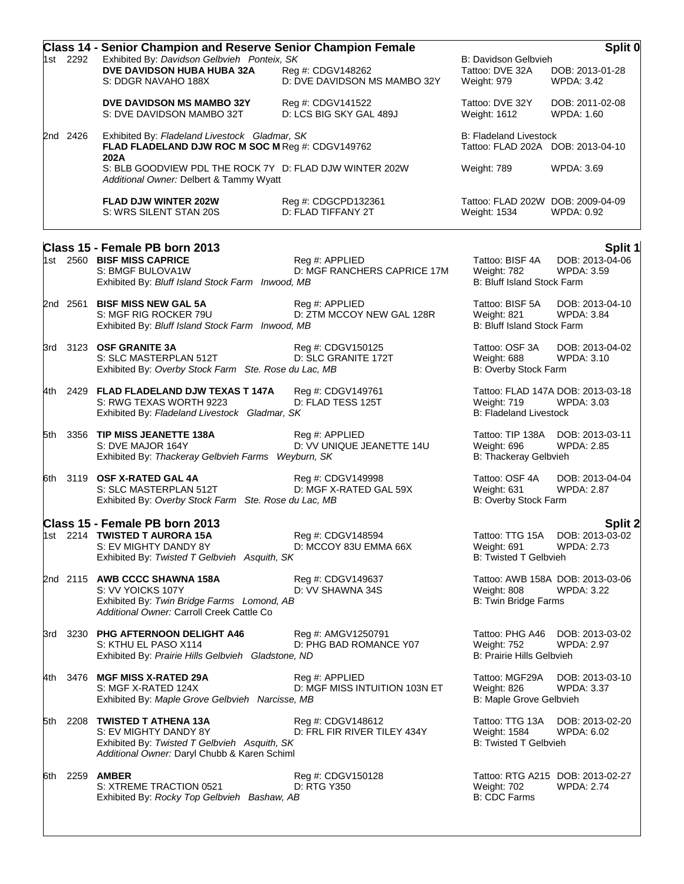## Class 14 - Senior Champion and Reserve Senior Champion Female

**Split 0**

1st 2292 Exhibited By: *Davidson Gelbvieh Ponteix, SK* — B: Davidson Gelbvieh

**DVE DAVIDSON HUBA HUBA 32A** Reg #: CDGV148262 Tattoo: DVE 32A DOB: 2013-01-28
S: DDGR NAVAHO 188X D: DVE DAVIDSON MS MAMBO 32Y Weight: 979 WPDA: 3.42

**DVE DAVIDSON MS MAMBO 32Y** Reg #: CDGV141522 Tattoo: DVE 32Y DOB: 2011-02-08
S: DVE DAVIDSON MAMBO 32T D: LCS BIG SKY GAL 489J Weight: 1612 WPDA: 1.60

2nd 2426 Exhibited By: *Fladeland Livestock Gladmar, SK* — B: Fladeland Livestock

**FLAD FLADELAND DJW ROC M SOC M 202A** Reg #: CDGV149762 Tattoo: FLAD 202A DOB: 2013-04-10
S: BLB GOODVIEW PDL THE ROCK 7Y D: FLAD DJW WINTER 202W Weight: 789 WPDA: 3.69
*Additional Owner:* Delbert & Tammy Wyatt

**FLAD DJW WINTER 202W** Reg #: CDGCPD132361 Tattoo: FLAD 202W DOB: 2009-04-09
S: WRS SILENT STAN 20S D: FLAD TIFFANY 2T Weight: 1534 WPDA: 0.92

## Class 15 - Female PB born 2013

**Split 1**

1st 2560 **BISF MISS CAPRICE** Reg #: APPLIED Tattoo: BISF 4A DOB: 2013-04-06
S: BMGF BULOVA1W D: MGF RANCHERS CAPRICE 17M Weight: 782 WPDA: 3.59
Exhibited By: *Bluff Island Stock Farm Inwood, MB* — B: Bluff Island Stock Farm

2nd 2561 **BISF MISS NEW GAL 5A** Reg #: APPLIED Tattoo: BISF 5A DOB: 2013-04-10
S: MGF RIG ROCKER 79U D: ZTM MCCOY NEW GAL 128R Weight: 821 WPDA: 3.84
Exhibited By: *Bluff Island Stock Farm Inwood, MB* — B: Bluff Island Stock Farm

3rd 3123 **OSF GRANITE 3A** Reg #: CDGV150125 Tattoo: OSF 3A DOB: 2013-04-02
S: SLC MASTERPLAN 512T D: SLC GRANITE 172T Weight: 688 WPDA: 3.10
Exhibited By: *Overby Stock Farm Ste. Rose du Lac, MB* — B: Overby Stock Farm

4th 2429 **FLAD FLADELAND DJW TEXAS T 147A** Reg #: CDGV149761 Tattoo: FLAD 147A DOB: 2013-03-18
S: RWG TEXAS WORTH 9223 D: FLAD TESS 125T Weight: 719 WPDA: 3.03
Exhibited By: *Fladeland Livestock Gladmar, SK* — B: Fladeland Livestock

5th 3356 **TIP MISS JEANETTE 138A** Reg #: APPLIED Tattoo: TIP 138A DOB: 2013-03-11
S: DVE MAJOR 164Y D: VV UNIQUE JEANETTE 14U Weight: 696 WPDA: 2.85
Exhibited By: *Thackeray Gelbvieh Farms Weyburn, SK* — B: Thackeray Gelbvieh

6th 3119 **OSF X-RATED GAL 4A** Reg #: CDGV149998 Tattoo: OSF 4A DOB: 2013-04-04
S: SLC MASTERPLAN 512T D: MGF X-RATED GAL 59X Weight: 631 WPDA: 2.87
Exhibited By: *Overby Stock Farm Ste. Rose du Lac, MB* — B: Overby Stock Farm

## Class 15 - Female PB born 2013

**Split 2**

1st 2214 **TWISTED T AURORA 15A** Reg #: CDGV148594 Tattoo: TTG 15A DOB: 2013-03-02
S: EV MIGHTY DANDY 8Y D: MCCOY 83U EMMA 66X Weight: 691 WPDA: 2.73
Exhibited By: *Twisted T Gelbvieh Asquith, SK* — B: Twisted T Gelbvieh

2nd 2115 **AWB CCCC SHAWNA 158A** Reg #: CDGV149637 Tattoo: AWB 158A DOB: 2013-03-06
S: VV YOICKS 107Y D: VV SHAWNA 34S Weight: 808 WPDA: 3.22
Exhibited By: *Twin Bridge Farms Lomond, AB* — B: Twin Bridge Farms
*Additional Owner:* Carroll Creek Cattle Co

3rd 3230 **PHG AFTERNOON DELIGHT A46** Reg #: AMGV1250791 Tattoo: PHG A46 DOB: 2013-03-02
S: KTHU EL PASO X114 D: PHG BAD ROMANCE Y07 Weight: 752 WPDA: 2.97
Exhibited By: *Prairie Hills Gelbvieh Gladstone, ND* — B: Prairie Hills Gelbvieh

4th 3476 **MGF MISS X-RATED 29A** Reg #: APPLIED Tattoo: MGF29A DOB: 2013-03-10
S: MGF X-RATED 124X D: MGF MISS INTUITION 103N ET Weight: 826 WPDA: 3.37
Exhibited By: *Maple Grove Gelbvieh Narcisse, MB* — B: Maple Grove Gelbvieh

5th 2208 **TWISTED T ATHENA 13A** Reg #: CDGV148612 Tattoo: TTG 13A DOB: 2013-02-20
S: EV MIGHTY DANDY 8Y D: FRL FIR RIVER TILEY 434Y Weight: 1584 WPDA: 6.02
Exhibited By: *Twisted T Gelbvieh Asquith, SK* — B: Twisted T Gelbvieh
*Additional Owner:* Daryl Chubb & Karen Schiml

6th 2259 **AMBER** Reg #: CDGV150128 Tattoo: RTG A215 DOB: 2013-02-27
S: XTREME TRACTION 0521 D: RTG Y350 Weight: 702 WPDA: 2.74
Exhibited By: *Rocky Top Gelbvieh Bashaw, AB* — B: CDC Farms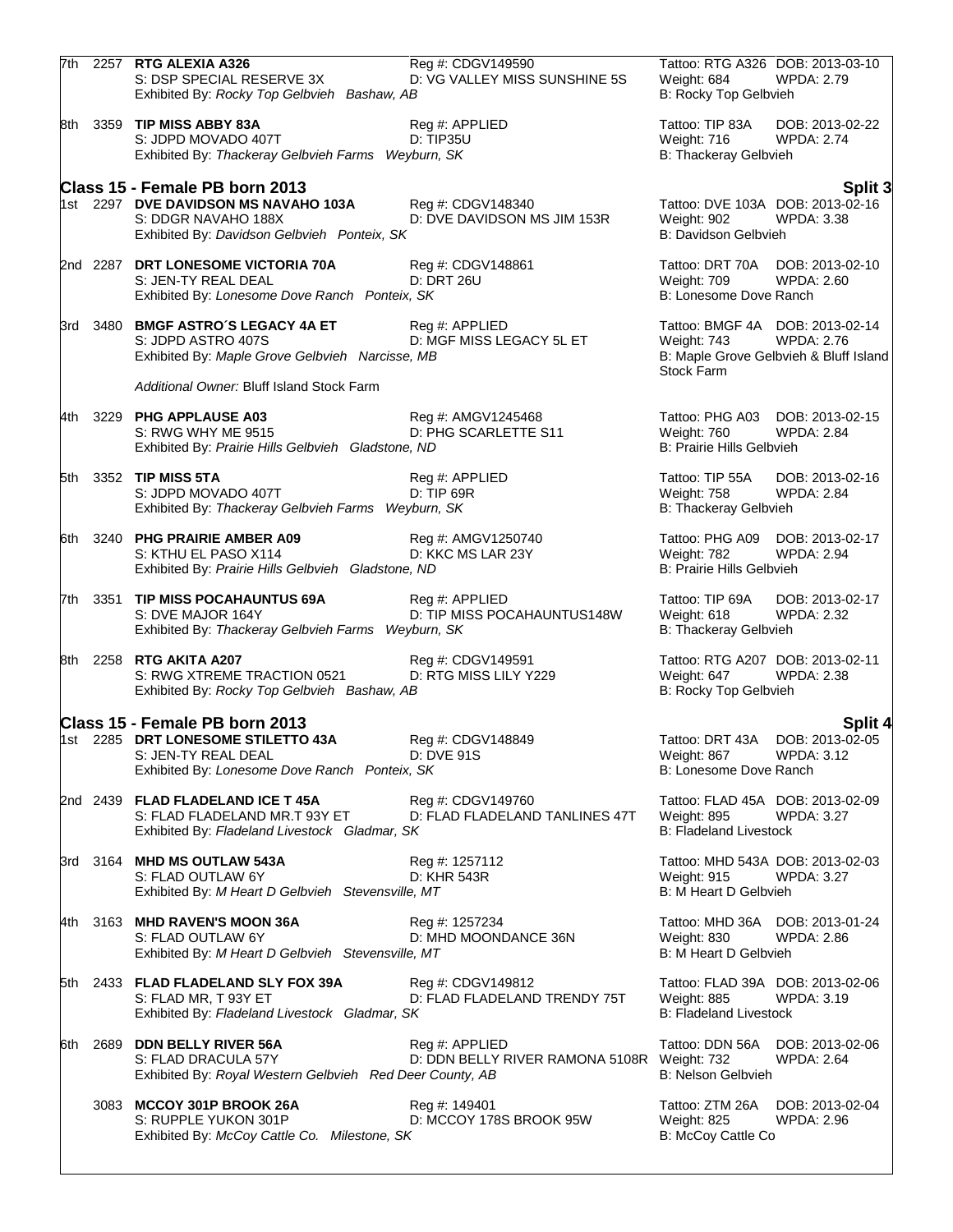7th 2257 **RTG ALEXIA A326** Reg #: CDGV149590 Tattoo: RTG A326 DOB: 2013-03-10
S: DSP SPECIAL RESERVE 3X D: VG VALLEY MISS SUNSHINE 5S Weight: 684 WPDA: 2.79
Exhibited By: *Rocky Top Gelbvieh Bashaw, AB* B: Rocky Top Gelbvieh

8th 3359 **TIP MISS ABBY 83A** Reg #: APPLIED Tattoo: TIP 83A DOB: 2013-02-22
S: JDPD MOVADO 407T D: TIP35U Weight: 716 WPDA: 2.74
Exhibited By: *Thackeray Gelbvieh Farms Weyburn, SK* B: Thackeray Gelbvieh

## Class 15 - Female PB born 2013 — Split 3

1st 2297 **DVE DAVIDSON MS NAVAHO 103A** Reg #: CDGV148340 Tattoo: DVE 103A DOB: 2013-02-16
S: DDGR NAVAHO 188X D: DVE DAVIDSON MS JIM 153R Weight: 902 WPDA: 3.38
Exhibited By: *Davidson Gelbvieh Ponteix, SK* B: Davidson Gelbvieh

2nd 2287 **DRT LONESOME VICTORIA 70A** Reg #: CDGV148861 Tattoo: DRT 70A DOB: 2013-02-10
S: JEN-TY REAL DEAL D: DRT 26U Weight: 709 WPDA: 2.60
Exhibited By: *Lonesome Dove Ranch Ponteix, SK* B: Lonesome Dove Ranch

3rd 3480 **BMGF ASTRO´S LEGACY 4A ET** Reg #: APPLIED Tattoo: BMGF 4A DOB: 2013-02-14
S: JDPD ASTRO 407S D: MGF MISS LEGACY 5L ET Weight: 743 WPDA: 2.76
Exhibited By: *Maple Grove Gelbvieh Narcisse, MB* B: Maple Grove Gelbvieh & Bluff Island Stock Farm

*Additional Owner:* Bluff Island Stock Farm

4th 3229 **PHG APPLAUSE A03** Reg #: AMGV1245468 Tattoo: PHG A03 DOB: 2013-02-15
S: RWG WHY ME 9515 D: PHG SCARLETTE S11 Weight: 760 WPDA: 2.84
Exhibited By: *Prairie Hills Gelbvieh Gladstone, ND* B: Prairie Hills Gelbvieh

5th 3352 **TIP MISS 5TA** Reg #: APPLIED Tattoo: TIP 55A DOB: 2013-02-16
S: JDPD MOVADO 407T D: TIP 69R Weight: 758 WPDA: 2.84
Exhibited By: *Thackeray Gelbvieh Farms Weyburn, SK* B: Thackeray Gelbvieh

6th 3240 **PHG PRAIRIE AMBER A09** Reg #: AMGV1250740 Tattoo: PHG A09 DOB: 2013-02-17
S: KTHU EL PASO X114 D: KKC MS LAR 23Y Weight: 782 WPDA: 2.94
Exhibited By: *Prairie Hills Gelbvieh Gladstone, ND* B: Prairie Hills Gelbvieh

7th 3351 **TIP MISS POCAHAUNTUS 69A** Reg #: APPLIED Tattoo: TIP 69A DOB: 2013-02-17
S: DVE MAJOR 164Y D: TIP MISS POCAHAUNTUS148W Weight: 618 WPDA: 2.32
Exhibited By: *Thackeray Gelbvieh Farms Weyburn, SK* B: Thackeray Gelbvieh

8th 2258 **RTG AKITA A207** Reg #: CDGV149591 Tattoo: RTG A207 DOB: 2013-02-11
S: RWG XTREME TRACTION 0521 D: RTG MISS LILY Y229 Weight: 647 WPDA: 2.38
Exhibited By: *Rocky Top Gelbvieh Bashaw, AB* B: Rocky Top Gelbvieh

## Class 15 - Female PB born 2013 — Split 4

1st 2285 **DRT LONESOME STILETTO 43A** Reg #: CDGV148849 Tattoo: DRT 43A DOB: 2013-02-05
S: JEN-TY REAL DEAL D: DVE 91S Weight: 867 WPDA: 3.12
Exhibited By: *Lonesome Dove Ranch Ponteix, SK* B: Lonesome Dove Ranch

2nd 2439 **FLAD FLADELAND ICE T 45A** Reg #: CDGV149760 Tattoo: FLAD 45A DOB: 2013-02-09
S: FLAD FLADELAND MR.T 93Y ET D: FLAD FLADELAND TANLINES 47T Weight: 895 WPDA: 3.27
Exhibited By: *Fladeland Livestock Gladmar, SK* B: Fladeland Livestock

3rd 3164 **MHD MS OUTLAW 543A** Reg #: 1257112 Tattoo: MHD 543A DOB: 2013-02-03
S: FLAD OUTLAW 6Y D: KHR 543R Weight: 915 WPDA: 3.27
Exhibited By: *M Heart D Gelbvieh Stevensville, MT* B: M Heart D Gelbvieh

4th 3163 **MHD RAVEN'S MOON 36A** Reg #: 1257234 Tattoo: MHD 36A DOB: 2013-01-24
S: FLAD OUTLAW 6Y D: MHD MOONDANCE 36N Weight: 830 WPDA: 2.86
Exhibited By: *M Heart D Gelbvieh Stevensville, MT* B: M Heart D Gelbvieh

5th 2433 **FLAD FLADELAND SLY FOX 39A** Reg #: CDGV149812 Tattoo: FLAD 39A DOB: 2013-02-06
S: FLAD MR, T 93Y ET D: FLAD FLADELAND TRENDY 75T Weight: 885 WPDA: 3.19
Exhibited By: *Fladeland Livestock Gladmar, SK* B: Fladeland Livestock

6th 2689 **DDN BELLY RIVER 56A** Reg #: APPLIED Tattoo: DDN 56A DOB: 2013-02-06
S: FLAD DRACULA 57Y D: DDN BELLY RIVER RAMONA 5108R Weight: 732 WPDA: 2.64
Exhibited By: *Royal Western Gelbvieh Red Deer County, AB* B: Nelson Gelbvieh

3083 **MCCOY 301P BROOK 26A** Reg #: 149401 Tattoo: ZTM 26A DOB: 2013-02-04
S: RUPPLE YUKON 301P D: MCCOY 178S BROOK 95W Weight: 825 WPDA: 2.96
Exhibited By: *McCoy Cattle Co. Milestone, SK* B: McCoy Cattle Co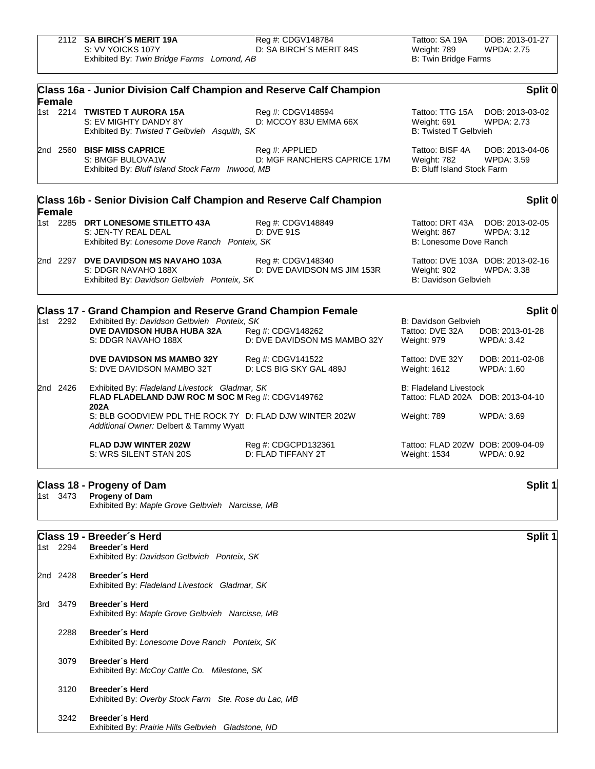2112 **SA BIRCH´S MERIT 19A** Reg #: CDGV148784 Tattoo: SA 19A DOB: 2013-01-27
S: VV YOICKS 107Y D: SA BIRCH´S MERIT 84S Weight: 789 WPDA: 2.75
Exhibited By: *Twin Bridge Farms Lomond, AB* B: Twin Bridge Farms

## Class 16a - Junior Division Calf Champion and Reserve Calf Champion Female — Split 0

1st 2214 **TWISTED T AURORA 15A** Reg #: CDGV148594 Tattoo: TTG 15A DOB: 2013-03-02
S: EV MIGHTY DANDY 8Y D: MCCOY 83U EMMA 66X Weight: 691 WPDA: 2.73
Exhibited By: *Twisted T Gelbvieh Asquith, SK* B: Twisted T Gelbvieh

2nd 2560 **BISF MISS CAPRICE** Reg #: APPLIED Tattoo: BISF 4A DOB: 2013-04-06
S: BMGF BULOVA1W D: MGF RANCHERS CAPRICE 17M Weight: 782 WPDA: 3.59
Exhibited By: *Bluff Island Stock Farm Inwood, MB* B: Bluff Island Stock Farm

## Class 16b - Senior Division Calf Champion and Reserve Calf Champion Female — Split 0

1st 2285 **DRT LONESOME STILETTO 43A** Reg #: CDGV148849 Tattoo: DRT 43A DOB: 2013-02-05
S: JEN-TY REAL DEAL D: DVE 91S Weight: 867 WPDA: 3.12
Exhibited By: *Lonesome Dove Ranch Ponteix, SK* B: Lonesome Dove Ranch

2nd 2297 **DVE DAVIDSON MS NAVAHO 103A** Reg #: CDGV148340 Tattoo: DVE 103A DOB: 2013-02-16
S: DDGR NAVAHO 188X D: DVE DAVIDSON MS JIM 153R Weight: 902 WPDA: 3.38
Exhibited By: *Davidson Gelbvieh Ponteix, SK* B: Davidson Gelbvieh

## Class 17 - Grand Champion and Reserve Grand Champion Female — Split 0

1st 2292 Exhibited By: *Davidson Gelbvieh Ponteix, SK* B: Davidson Gelbvieh

**DVE DAVIDSON HUBA HUBA 32A** Reg #: CDGV148262 Tattoo: DVE 32A DOB: 2013-01-28
S: DDGR NAVAHO 188X D: DVE DAVIDSON MS MAMBO 32Y Weight: 979 WPDA: 3.42

**DVE DAVIDSON MS MAMBO 32Y** Reg #: CDGV141522 Tattoo: DVE 32Y DOB: 2011-02-08
S: DVE DAVIDSON MAMBO 32T D: LCS BIG SKY GAL 489J Weight: 1612 WPDA: 1.60

2nd 2426 Exhibited By: *Fladeland Livestock Gladmar, SK* B: Fladeland Livestock

**FLAD FLADELAND DJW ROC M SOC M 202A** Reg #: CDGV149762 Tattoo: FLAD 202A DOB: 2013-04-10
S: BLB GOODVIEW PDL THE ROCK 7Y D: FLAD DJW WINTER 202W Weight: 789 WPDA: 3.69
*Additional Owner:* Delbert & Tammy Wyatt

**FLAD DJW WINTER 202W** Reg #: CDGCPD132361 Tattoo: FLAD 202W DOB: 2009-04-09
S: WRS SILENT STAN 20S D: FLAD TIFFANY 2T Weight: 1534 WPDA: 0.92

## Class 18 - Progeny of Dam — Split 1

1st 3473 **Progeny of Dam**
Exhibited By: *Maple Grove Gelbvieh Narcisse, MB*

## Class 19 - Breeder´s Herd — Split 1

1st 2294 **Breeder´s Herd**
Exhibited By: *Davidson Gelbvieh Ponteix, SK*

2nd 2428 **Breeder´s Herd**
Exhibited By: *Fladeland Livestock Gladmar, SK*

3rd 3479 **Breeder´s Herd**
Exhibited By: *Maple Grove Gelbvieh Narcisse, MB*

2288 **Breeder´s Herd**
Exhibited By: *Lonesome Dove Ranch Ponteix, SK*

3079 **Breeder´s Herd**
Exhibited By: *McCoy Cattle Co. Milestone, SK*

3120 **Breeder´s Herd**
Exhibited By: *Overby Stock Farm Ste. Rose du Lac, MB*

3242 **Breeder´s Herd**
Exhibited By: *Prairie Hills Gelbvieh Gladstone, ND*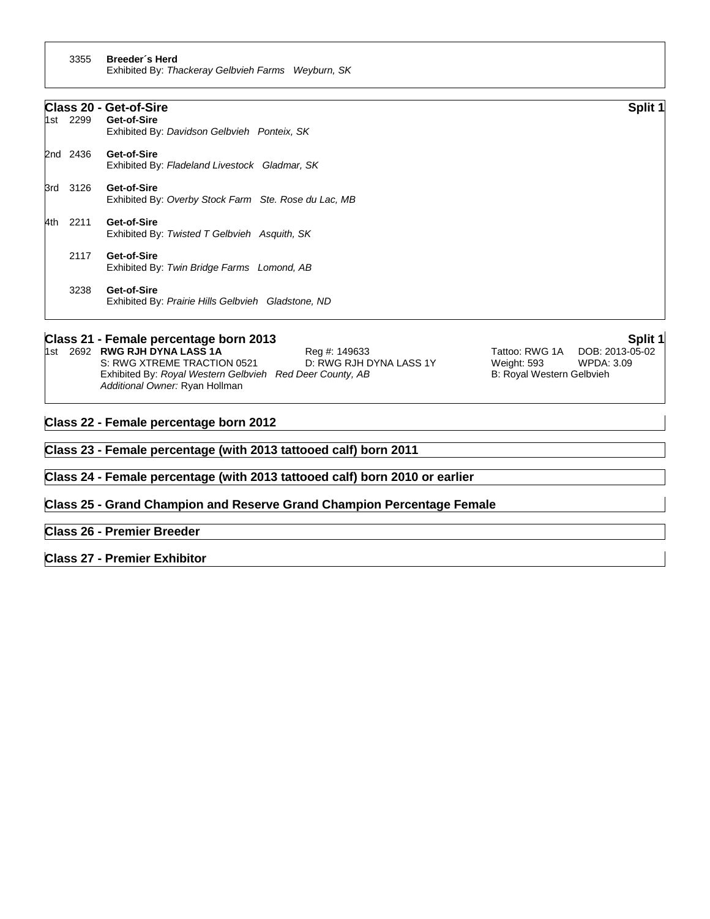3355 **Breeder´s Herd**
Exhibited By: *Thackeray Gelbvieh Farms Weyburn, SK*

## Class 20 - Get-of-Sire — Split 1

1st 2299 **Get-of-Sire**
Exhibited By: *Davidson Gelbvieh Ponteix, SK*

2nd 2436 **Get-of-Sire**
Exhibited By: *Fladeland Livestock Gladmar, SK*

3rd 3126 **Get-of-Sire**
Exhibited By: *Overby Stock Farm Ste. Rose du Lac, MB*

4th 2211 **Get-of-Sire**
Exhibited By: *Twisted T Gelbvieh Asquith, SK*

2117 **Get-of-Sire**
Exhibited By: *Twin Bridge Farms Lomond, AB*

3238 **Get-of-Sire**
Exhibited By: *Prairie Hills Gelbvieh Gladstone, ND*

## Class 21 - Female percentage born 2013 — Split 1

1st 2692 **RWG RJH DYNA LASS 1A** Reg #: 149633 Tattoo: RWG 1A DOB: 2013-05-02
S: RWG XTREME TRACTION 0521 D: RWG RJH DYNA LASS 1Y Weight: 593 WPDA: 3.09
Exhibited By: *Royal Western Gelbvieh Red Deer County, AB* B: Royal Western Gelbvieh
*Additional Owner:* Ryan Hollman

## Class 22 - Female percentage born 2012

## Class 23 - Female percentage (with 2013 tattooed calf) born 2011

## Class 24 - Female percentage (with 2013 tattooed calf) born 2010 or earlier

## Class 25 - Grand Champion and Reserve Grand Champion Percentage Female

## Class 26 - Premier Breeder

## Class 27 - Premier Exhibitor